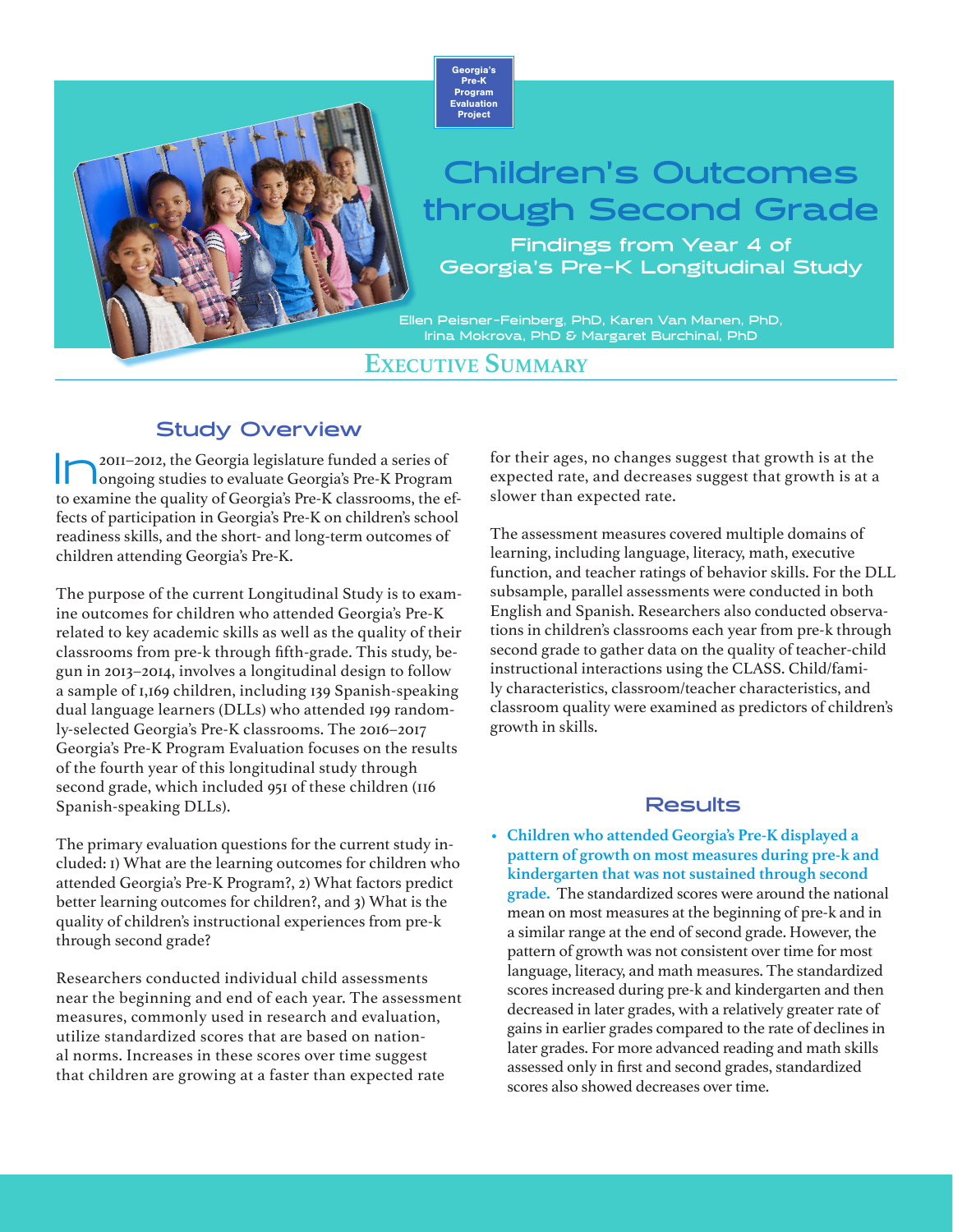Georgia's Pre-K Program Evaluation Project

# Children's Outcomes through Second Grade

## Findings from Year 4 of Georgia's Pre-K Longitudinal Study

Ellen Peisner-Feinberg, PhD, Karen Van Manen, PhD, Irina Mokrova, PhD & Margaret Burchinal, PhD

## Executive Summary

### Study Overview

In 2011–2012, the Georgia legislature funded a series of ongoing studies to evaluate Georgia's Pre-K Program to examine the quality of Georgia's Pre-K classrooms, the effects of participation in Georgia's Pre-K on children's school readiness skills, and the short- and long-term outcomes of children attending Georgia's Pre-K.

The purpose of the current Longitudinal Study is to examine outcomes for children who attended Georgia's Pre-K related to key academic skills as well as the quality of their classrooms from pre-k through fifth-grade. This study, begun in 2013–2014, involves a longitudinal design to follow a sample of 1,169 children, including 139 Spanish-speaking dual language learners (DLLs) who attended 199 randomly-selected Georgia's Pre-K classrooms. The 2016–2017 Georgia's Pre-K Program Evaluation focuses on the results of the fourth year of this longitudinal study through second grade, which included 951 of these children (116 Spanish-speaking DLLs).

The primary evaluation questions for the current study included: 1) What are the learning outcomes for children who attended Georgia's Pre-K Program?, 2) What factors predict better learning outcomes for children?, and 3) What is the quality of children's instructional experiences from pre-k through second grade?

Researchers conducted individual child assessments near the beginning and end of each year. The assessment measures, commonly used in research and evaluation, utilize standardized scores that are based on national norms. Increases in these scores over time suggest that children are growing at a faster than expected rate for their ages, no changes suggest that growth is at the expected rate, and decreases suggest that growth is at a slower than expected rate.

The assessment measures covered multiple domains of learning, including language, literacy, math, executive function, and teacher ratings of behavior skills. For the DLL subsample, parallel assessments were conducted in both English and Spanish. Researchers also conducted observations in children's classrooms each year from pre-k through second grade to gather data on the quality of teacher-child instructional interactions using the CLASS. Child/family characteristics, classroom/teacher characteristics, and classroom quality were examined as predictors of children's growth in skills.

### Results

- **Children who attended Georgia's Pre-K displayed a pattern of growth on most measures during pre-k and kindergarten that was not sustained through second grade.** The standardized scores were around the national mean on most measures at the beginning of pre-k and in a similar range at the end of second grade. However, the pattern of growth was not consistent over time for most language, literacy, and math measures. The standardized scores increased during pre-k and kindergarten and then decreased in later grades, with a relatively greater rate of gains in earlier grades compared to the rate of declines in later grades. For more advanced reading and math skills assessed only in first and second grades, standardized scores also showed decreases over time.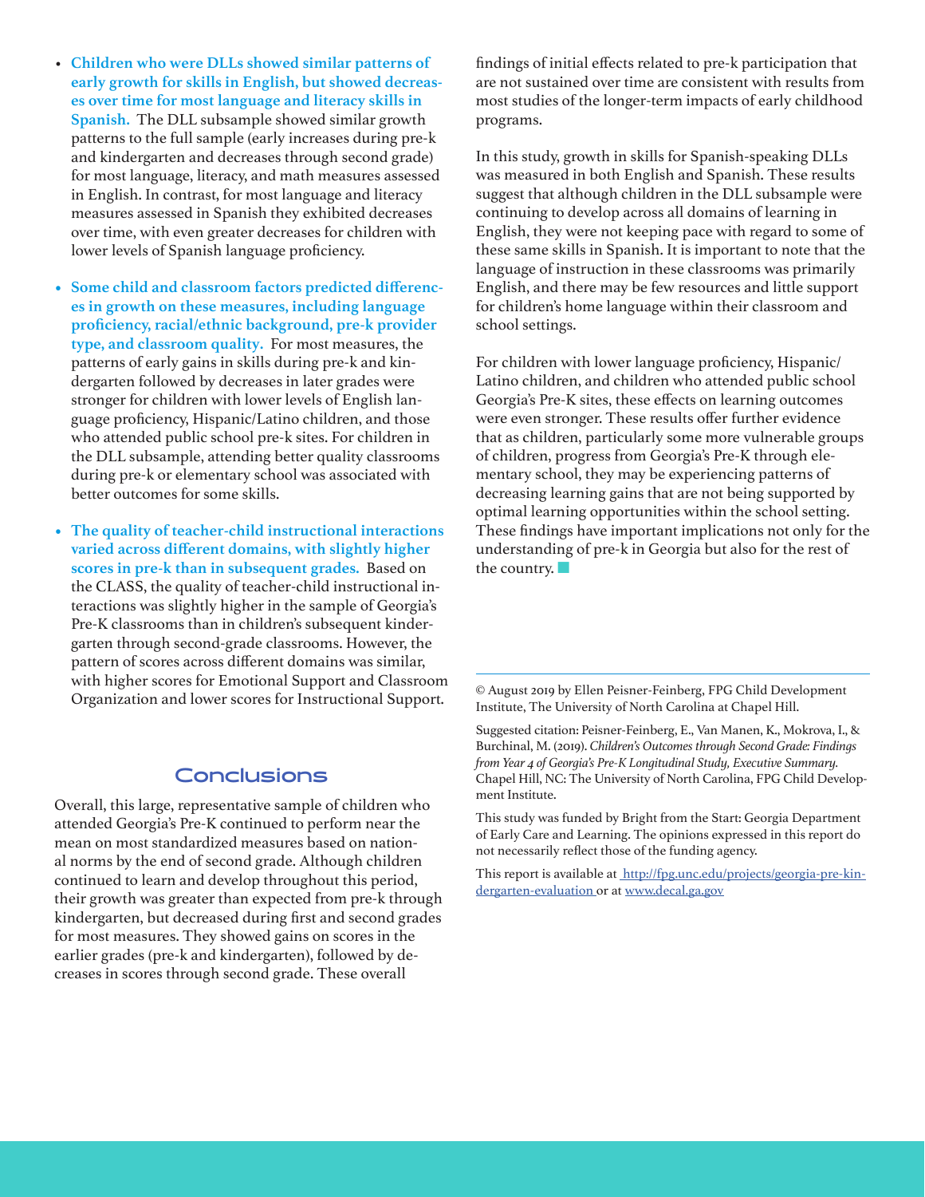- **Children who were DLLs showed similar patterns of early growth for skills in English, but showed decreases over time for most language and literacy skills in Spanish.** The DLL subsample showed similar growth patterns to the full sample (early increases during pre-k and kindergarten and decreases through second grade) for most language, literacy, and math measures assessed in English. In contrast, for most language and literacy measures assessed in Spanish they exhibited decreases over time, with even greater decreases for children with lower levels of Spanish language proficiency.
- **Some child and classroom factors predicted differences in growth on these measures, including language proficiency, racial/ethnic background, pre-k provider type, and classroom quality.** For most measures, the patterns of early gains in skills during pre-k and kindergarten followed by decreases in later grades were stronger for children with lower levels of English language proficiency, Hispanic/Latino children, and those who attended public school pre-k sites. For children in the DLL subsample, attending better quality classrooms during pre-k or elementary school was associated with better outcomes for some skills.
- **The quality of teacher-child instructional interactions varied across different domains, with slightly higher scores in pre-k than in subsequent grades.** Based on the CLASS, the quality of teacher-child instructional interactions was slightly higher in the sample of Georgia's Pre-K classrooms than in children's subsequent kindergarten through second-grade classrooms. However, the pattern of scores across different domains was similar, with higher scores for Emotional Support and Classroom Organization and lower scores for Instructional Support.

## Conclusions

Overall, this large, representative sample of children who attended Georgia's Pre-K continued to perform near the mean on most standardized measures based on national norms by the end of second grade. Although children continued to learn and develop throughout this period, their growth was greater than expected from pre-k through kindergarten, but decreased during first and second grades for most measures. They showed gains on scores in the earlier grades (pre-k and kindergarten), followed by decreases in scores through second grade. These overall findings of initial effects related to pre-k participation that are not sustained over time are consistent with results from most studies of the longer-term impacts of early childhood programs.

In this study, growth in skills for Spanish-speaking DLLs was measured in both English and Spanish. These results suggest that although children in the DLL subsample were continuing to develop across all domains of learning in English, they were not keeping pace with regard to some of these same skills in Spanish. It is important to note that the language of instruction in these classrooms was primarily English, and there may be few resources and little support for children's home language within their classroom and school settings.

For children with lower language proficiency, Hispanic/Latino children, and children who attended public school Georgia's Pre-K sites, these effects on learning outcomes were even stronger. These results offer further evidence that as children, particularly some more vulnerable groups of children, progress from Georgia's Pre-K through elementary school, they may be experiencing patterns of decreasing learning gains that are not being supported by optimal learning opportunities within the school setting. These findings have important implications not only for the understanding of pre-k in Georgia but also for the rest of the country.

---

© August 2019 by Ellen Peisner-Feinberg, FPG Child Development Institute, The University of North Carolina at Chapel Hill.

Suggested citation: Peisner-Feinberg, E., Van Manen, K., Mokrova, I., & Burchinal, M. (2019). *Children's Outcomes through Second Grade: Findings from Year 4 of Georgia's Pre-K Longitudinal Study, Executive Summary.* Chapel Hill, NC: The University of North Carolina, FPG Child Development Institute.

This study was funded by Bright from the Start: Georgia Department of Early Care and Learning. The opinions expressed in this report do not necessarily reflect those of the funding agency.

This report is available at http://fpg.unc.edu/projects/georgia-pre-kindergarten-evaluation or at www.decal.ga.gov